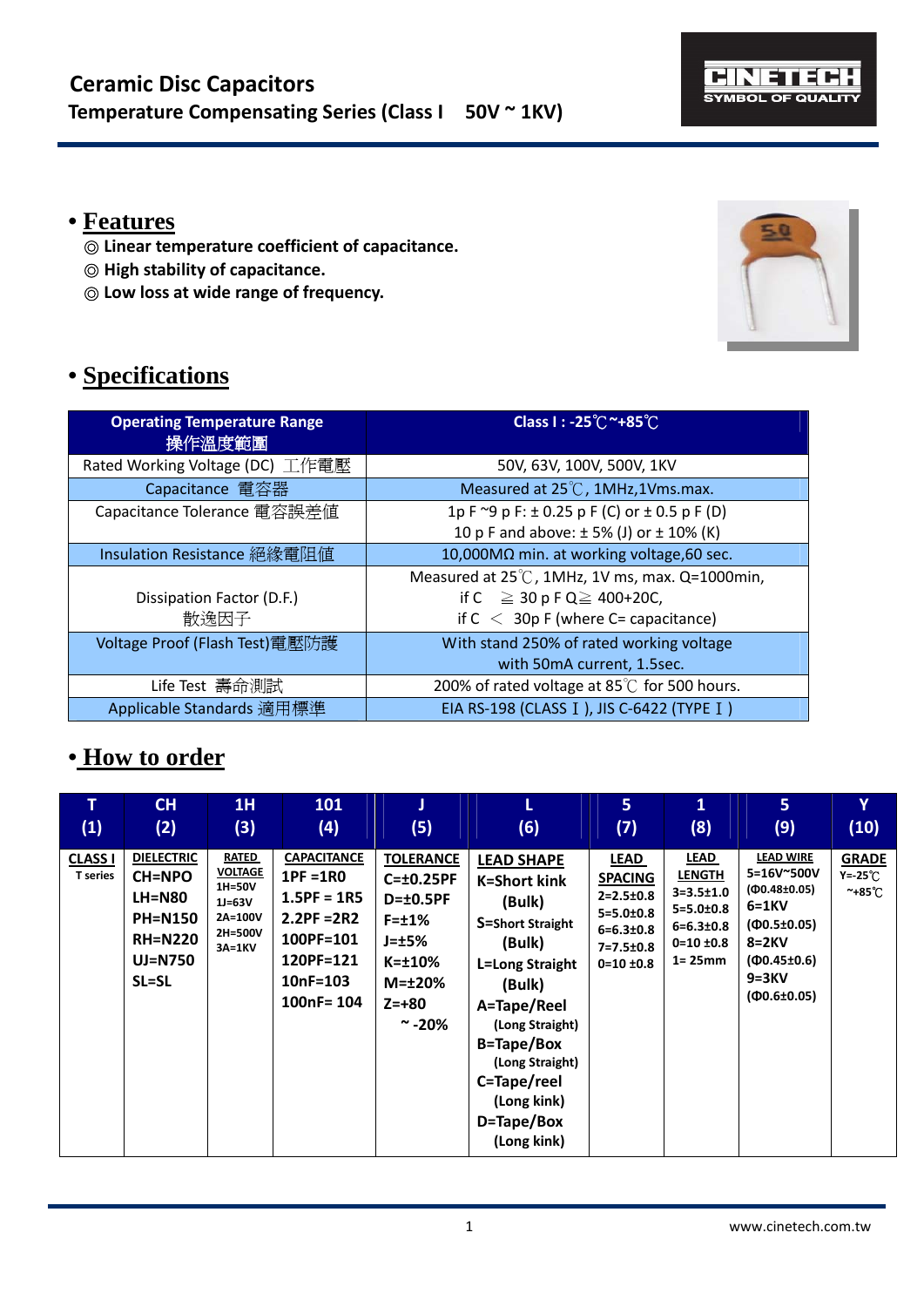# Ceramic Disc Capacitors

## Temperature Compensating Series (Class I 50V ~ 1KV)

CINETECH SYMBOL OF QUALITY

## • Features

◎ Linear temperature coefficient of capacitance.
◎ High stability of capacitance.
◎ Low loss at wide range of frequency.

## • Specifications

| Operating Temperature Range 操作溫度範圍 | Class I : -25℃~+85℃ |
|---|---|
| Rated Working Voltage (DC) 工作電壓 | 50V, 63V, 100V, 500V, 1KV |
| Capacitance 電容器 | Measured at 25℃, 1MHz,1Vms.max. |
| Capacitance Tolerance 電容誤差值 | 1p F ~9 p F: ± 0.25 p F (C) or ± 0.5 p F (D)<br>10 p F and above: ± 5% (J) or ± 10% (K) |
| Insulation Resistance 絕緣電阻值 | 10,000MΩ min. at working voltage,60 sec. |
| Dissipation Factor (D.F.) 散逸因子 | Measured at 25℃, 1MHz, 1V ms, max. Q=1000min,<br>if C ≧ 30 p F Q≧ 400+20C,<br>if C ＜ 30p F (where C= capacitance) |
| Voltage Proof (Flash Test)電壓防護 | With stand 250% of rated working voltage with 50mA current, 1.5sec. |
| Life Test 壽命測試 | 200% of rated voltage at 85℃ for 500 hours. |
| Applicable Standards 適用標準 | EIA RS-198 (CLASS Ⅰ), JIS C-6422 (TYPE Ⅰ) |

## • How to order

| T (1) | CH (2) | 1H (3) | 101 (4) | J (5) | L (6) | 5 (7) | 1 (8) | 5 (9) | Y (10) |
|---|---|---|---|---|---|---|---|---|---|
| **CLASS I**<br>T series | **DIELECTRIC**<br>CH=NPO<br>LH=N80<br>PH=N150<br>RH=N220<br>UJ=N750<br>SL=SL | **RATED VOLTAGE**<br>1H=50V<br>1J=63V<br>2A=100V<br>2H=500V<br>3A=1KV | **CAPACITANCE**<br>1PF =1R0<br>1.5PF = 1R5<br>2.2PF =2R2<br>100PF=101<br>120PF=121<br>10nF=103<br>100nF= 104 | **TOLERANCE**<br>C=±0.25PF<br>D=±0.5PF<br>F=±1%<br>J=±5%<br>K=±10%<br>M=±20%<br>Z=+80 ~ -20% | **LEAD SHAPE**<br>K=Short kink (Bulk)<br>S=Short Straight (Bulk)<br>L=Long Straight (Bulk)<br>A=Tape/Reel (Long Straight)<br>B=Tape/Box (Long Straight)<br>C=Tape/reel (Long kink)<br>D=Tape/Box (Long kink) | **LEAD SPACING**<br>2=2.5±0.8<br>5=5.0±0.8<br>6=6.3±0.8<br>7=7.5±0.8<br>0=10 ±0.8 | **LEAD LENGTH**<br>3=3.5±1.0<br>5=5.0±0.8<br>6=6.3±0.8<br>0=10 ±0.8<br>1= 25mm | **LEAD WIRE**<br>5=16V~500V (Φ0.48±0.05)<br>6=1KV (Φ0.5±0.05)<br>8=2KV (Φ0.45±0.6)<br>9=3KV (Φ0.6±0.05) | **GRADE**<br>Y=-25℃ ~+85℃ |

www.cinetech.com.tw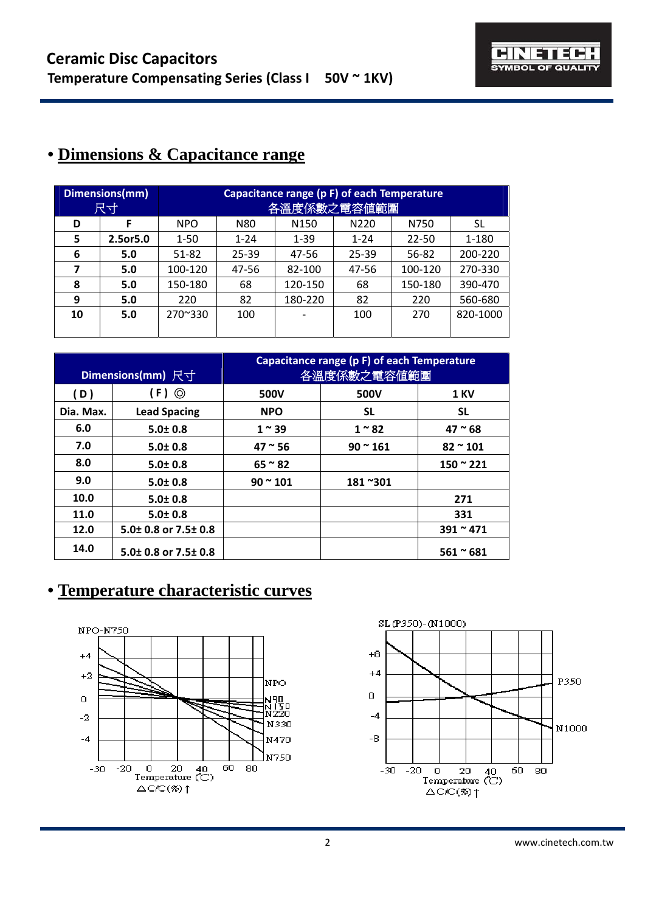# • Dimensions & Capacitance range

| Dimensions(mm) 尺寸 | | Capacitance range (p F) of each Temperature 各溫度係數之電容值範圍 | | | | | |
|---|---|---|---|---|---|---|---|
| D | F | NPO | N80 | N150 | N220 | N750 | SL |
| 5 | 2.5or5.0 | 1-50 | 1-24 | 1-39 | 1-24 | 22-50 | 1-180 |
| 6 | 5.0 | 51-82 | 25-39 | 47-56 | 25-39 | 56-82 | 200-220 |
| 7 | 5.0 | 100-120 | 47-56 | 82-100 | 47-56 | 100-120 | 270-330 |
| 8 | 5.0 | 150-180 | 68 | 120-150 | 68 | 150-180 | 390-470 |
| 9 | 5.0 | 220 | 82 | 180-220 | 82 | 220 | 560-680 |
| 10 | 5.0 | 270~330 | 100 | - | 100 | 270 | 820-1000 |

| Dimensions(mm) 尺寸 | | Capacitance range (p F) of each Temperature 各溫度係數之電容值範圍 | | |
|---|---|---|---|---|
| ( D ) | ( F ) ◎ | 500V | 500V | 1 KV |
| Dia. Max. | Lead Spacing | NPO | SL | SL |
| 6.0 | 5.0± 0.8 | 1 ~ 39 | 1 ~ 82 | 47 ~ 68 |
| 7.0 | 5.0± 0.8 | 47 ~ 56 | 90 ~ 161 | 82 ~ 101 |
| 8.0 | 5.0± 0.8 | 65 ~ 82 | | 150 ~ 221 |
| 9.0 | 5.0± 0.8 | 90 ~ 101 | 181 ~301 | |
| 10.0 | 5.0± 0.8 | | | 271 |
| 11.0 | 5.0± 0.8 | | | 331 |
| 12.0 | 5.0± 0.8 or 7.5± 0.8 | | | 391 ~ 471 |
| 14.0 | 5.0± 0.8 or 7.5± 0.8 | | | 561 ~ 681 |

# • Temperature characteristic curves

NPO-N750

Temperature (℃)
△C/C(%)↑

SL (P350)-(N1000)

Temperature (℃)
△C/C(%)↑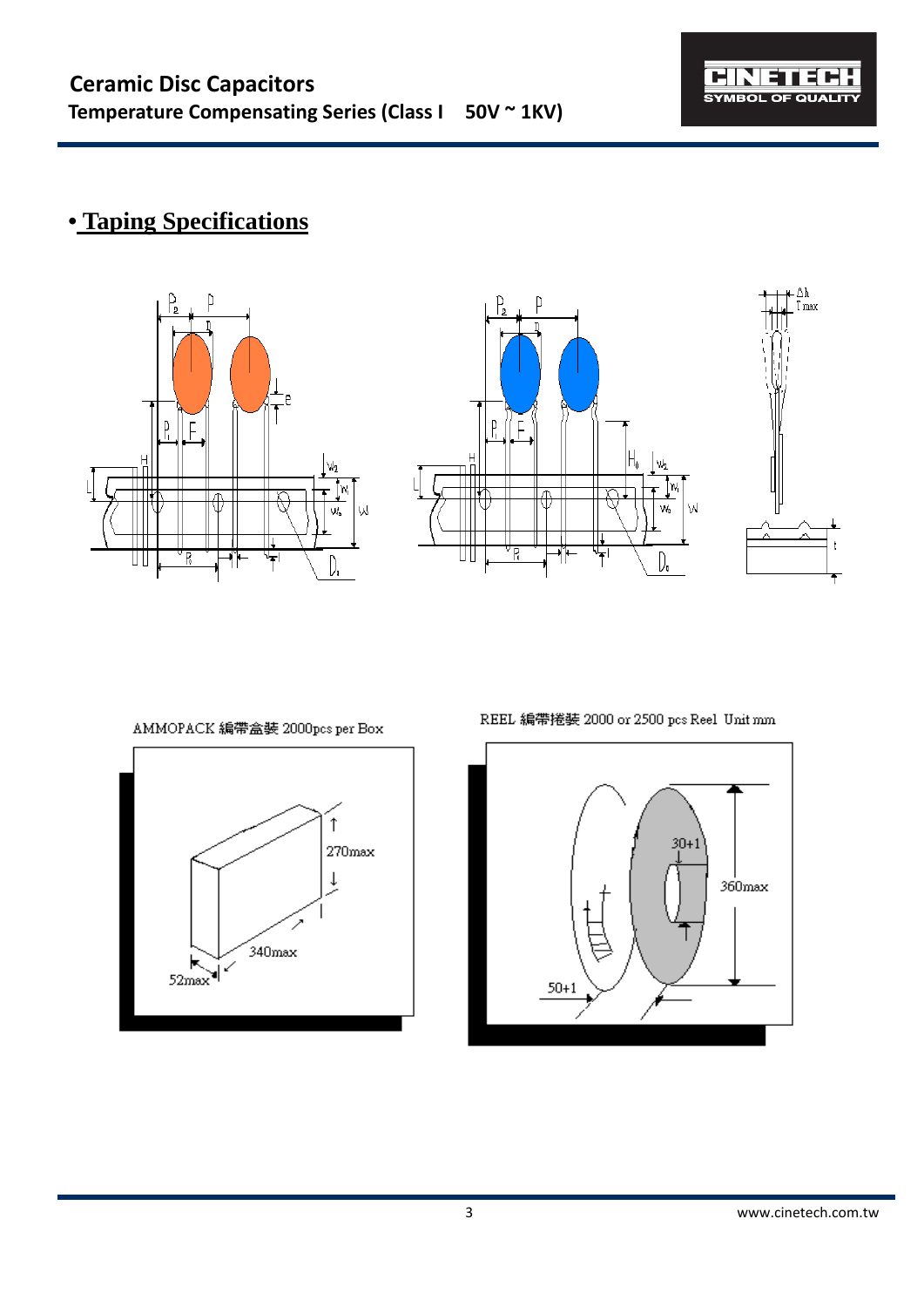# • Taping Specifications

AMMOPACK 編帶盒裝 2000pcs per Box

270max

340max

52max

REEL 編帶捲裝 2000 or 2500 pcs Reel Unit mm

30+1

360max

50+1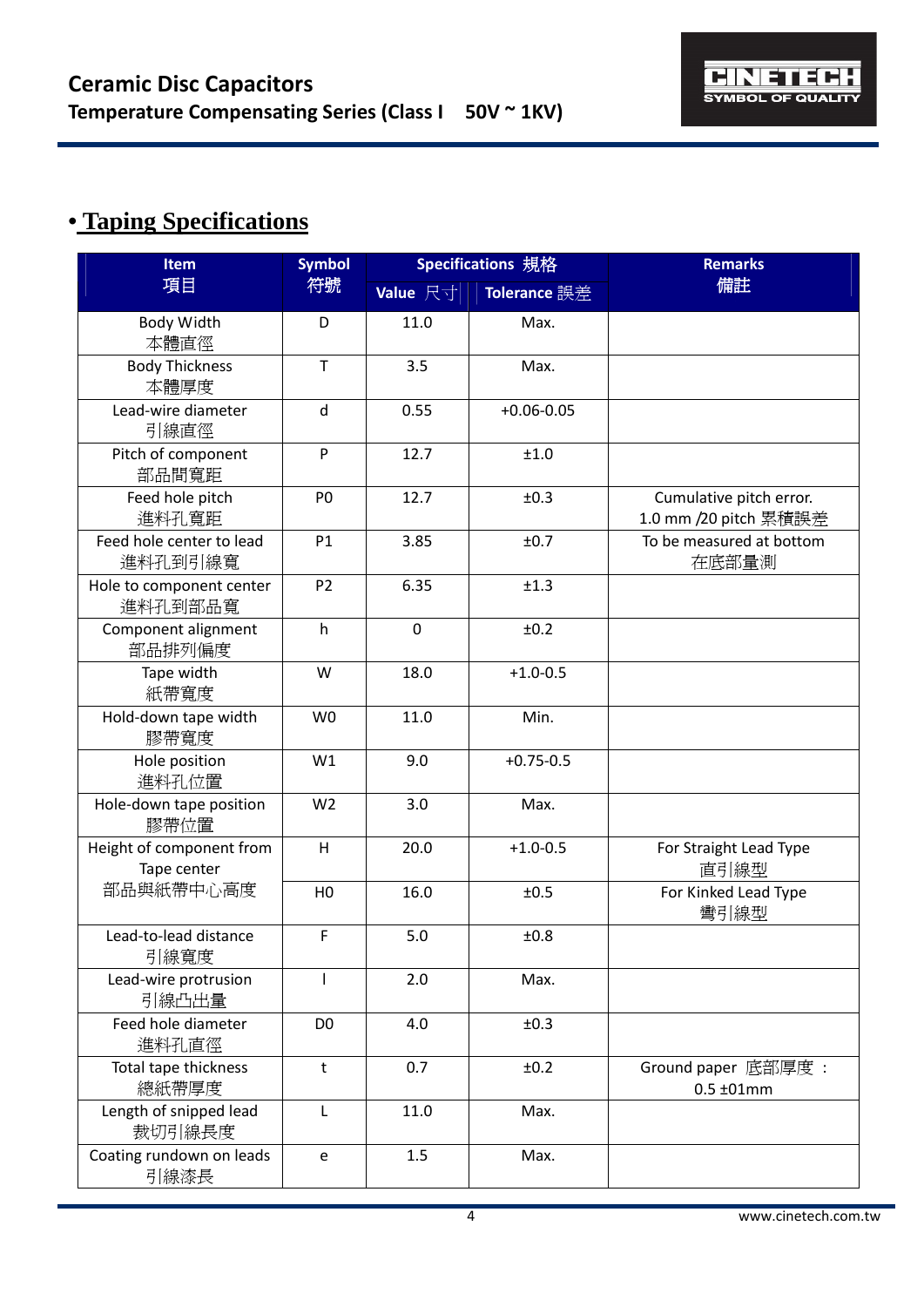# Ceramic Disc Capacitors

**Temperature Compensating Series (Class I 50V ~ 1KV)**

## • Taping Specifications

| Item<br>項目 | Symbol<br>符號 | Specifications 規格<br>Value 尺寸 | <br>Tolerance 誤差 | Remarks<br>備註 |
|---|---|---|---|---|
| Body Width<br>本體直徑 | D | 11.0 | Max. | |
| Body Thickness<br>本體厚度 | T | 3.5 | Max. | |
| Lead-wire diameter<br>引線直徑 | d | 0.55 | +0.06-0.05 | |
| Pitch of component<br>部品間寬距 | P | 12.7 | ±1.0 | |
| Feed hole pitch<br>進料孔寬距 | P0 | 12.7 | ±0.3 | Cumulative pitch error.<br>1.0 mm /20 pitch 累積誤差 |
| Feed hole center to lead<br>進料孔到引線寬 | P1 | 3.85 | ±0.7 | To be measured at bottom<br>在底部量測 |
| Hole to component center<br>進料孔到部品寬 | P2 | 6.35 | ±1.3 | |
| Component alignment<br>部品排列偏度 | h | 0 | ±0.2 | |
| Tape width<br>紙帶寬度 | W | 18.0 | +1.0-0.5 | |
| Hold-down tape width<br>膠帶寬度 | W0 | 11.0 | Min. | |
| Hole position<br>進料孔位置 | W1 | 9.0 | +0.75-0.5 | |
| Hole-down tape position<br>膠帶位置 | W2 | 3.0 | Max. | |
| Height of component from Tape center<br>部品與紙帶中心高度 | H | 20.0 | +1.0-0.5 | For Straight Lead Type<br>直引線型 |
| | H0 | 16.0 | ±0.5 | For Kinked Lead Type<br>彎引線型 |
| Lead-to-lead distance<br>引線寬度 | F | 5.0 | ±0.8 | |
| Lead-wire protrusion<br>引線凸出量 | l | 2.0 | Max. | |
| Feed hole diameter<br>進料孔直徑 | D0 | 4.0 | ±0.3 | |
| Total tape thickness<br>總紙帶厚度 | t | 0.7 | ±0.2 | Ground paper 底部厚度：<br>0.5 ±01mm |
| Length of snipped lead<br>裁切引線長度 | L | 11.0 | Max. | |
| Coating rundown on leads<br>引線漆長 | e | 1.5 | Max. | |